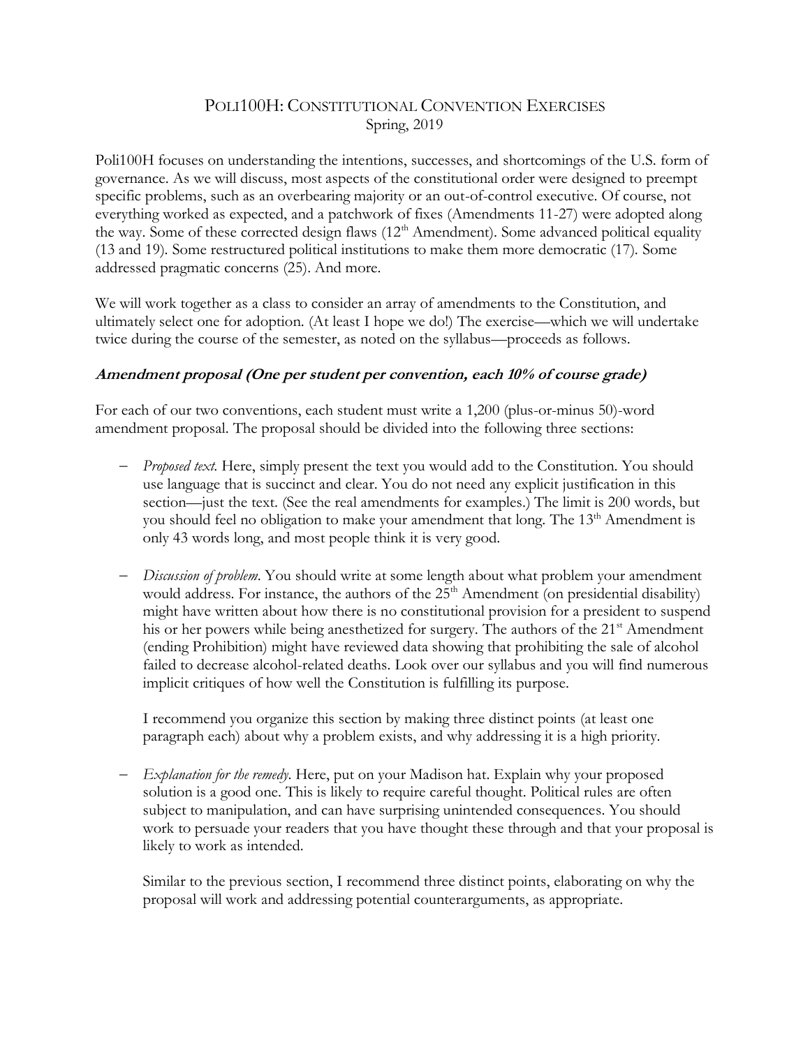# POLI100H: CONSTITUTIONAL CONVENTION EXERCISES

Spring, 2019

Poli100H focuses on understanding the intentions, successes, and shortcomings of the U.S. form of governance. As we will discuss, most aspects of the constitutional order were designed to preempt specific problems, such as an overbearing majority or an out-of-control executive. Of course, not everything worked as expected, and a patchwork of fixes (Amendments 11-27) were adopted along the way. Some of these corrected design flaws (12th Amendment). Some advanced political equality (13 and 19). Some restructured political institutions to make them more democratic (17). Some addressed pragmatic concerns (25). And more.

We will work together as a class to consider an array of amendments to the Constitution, and ultimately select one for adoption. (At least I hope we do!) The exercise—which we will undertake twice during the course of the semester, as noted on the syllabus—proceeds as follows.

### *Amendment proposal (One per student per convention, each 10% of course grade)*

For each of our two conventions, each student must write a 1,200 (plus-or-minus 50)-word amendment proposal. The proposal should be divided into the following three sections:

- *Proposed text.* Here, simply present the text you would add to the Constitution. You should use language that is succinct and clear. You do not need any explicit justification in this section—just the text. (See the real amendments for examples.) The limit is 200 words, but you should feel no obligation to make your amendment that long. The 13th Amendment is only 43 words long, and most people think it is very good.

- *Discussion of problem.* You should write at some length about what problem your amendment would address. For instance, the authors of the 25th Amendment (on presidential disability) might have written about how there is no constitutional provision for a president to suspend his or her powers while being anesthetized for surgery. The authors of the 21st Amendment (ending Prohibition) might have reviewed data showing that prohibiting the sale of alcohol failed to decrease alcohol-related deaths. Look over our syllabus and you will find numerous implicit critiques of how well the Constitution is fulfilling its purpose.

  I recommend you organize this section by making three distinct points (at least one paragraph each) about why a problem exists, and why addressing it is a high priority.

- *Explanation for the remedy.* Here, put on your Madison hat. Explain why your proposed solution is a good one. This is likely to require careful thought. Political rules are often subject to manipulation, and can have surprising unintended consequences. You should work to persuade your readers that you have thought these through and that your proposal is likely to work as intended.

  Similar to the previous section, I recommend three distinct points, elaborating on why the proposal will work and addressing potential counterarguments, as appropriate.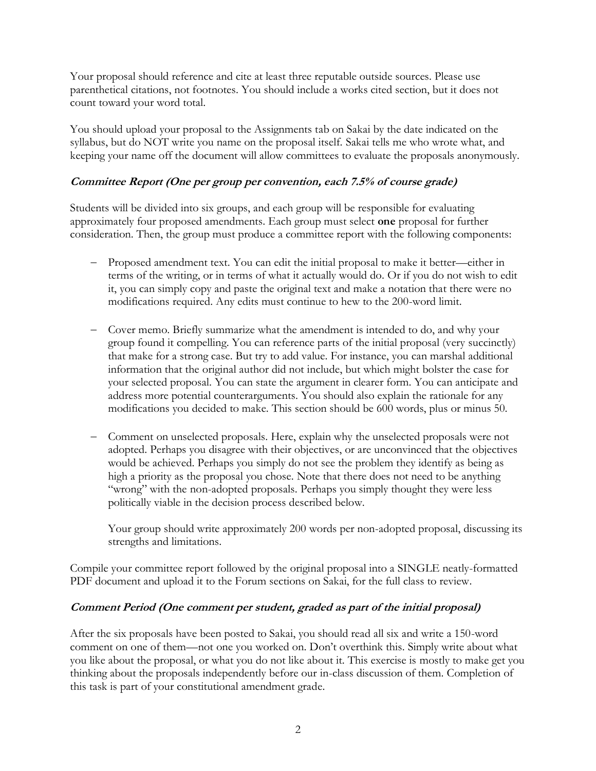Your proposal should reference and cite at least three reputable outside sources. Please use parenthetical citations, not footnotes. You should include a works cited section, but it does not count toward your word total.

You should upload your proposal to the Assignments tab on Sakai by the date indicated on the syllabus, but do NOT write you name on the proposal itself. Sakai tells me who wrote what, and keeping your name off the document will allow committees to evaluate the proposals anonymously.

### *Committee Report (One per group per convention, each 7.5% of course grade)*

Students will be divided into six groups, and each group will be responsible for evaluating approximately four proposed amendments. Each group must select **one** proposal for further consideration. Then, the group must produce a committee report with the following components:

- Proposed amendment text. You can edit the initial proposal to make it better—either in terms of the writing, or in terms of what it actually would do. Or if you do not wish to edit it, you can simply copy and paste the original text and make a notation that there were no modifications required. Any edits must continue to hew to the 200-word limit.

- Cover memo. Briefly summarize what the amendment is intended to do, and why your group found it compelling. You can reference parts of the initial proposal (very succinctly) that make for a strong case. But try to add value. For instance, you can marshal additional information that the original author did not include, but which might bolster the case for your selected proposal. You can state the argument in clearer form. You can anticipate and address more potential counterarguments. You should also explain the rationale for any modifications you decided to make. This section should be 600 words, plus or minus 50.

- Comment on unselected proposals. Here, explain why the unselected proposals were not adopted. Perhaps you disagree with their objectives, or are unconvinced that the objectives would be achieved. Perhaps you simply do not see the problem they identify as being as high a priority as the proposal you chose. Note that there does not need to be anything "wrong" with the non-adopted proposals. Perhaps you simply thought they were less politically viable in the decision process described below.

  Your group should write approximately 200 words per non-adopted proposal, discussing its strengths and limitations.

Compile your committee report followed by the original proposal into a SINGLE neatly-formatted PDF document and upload it to the Forum sections on Sakai, for the full class to review.

### *Comment Period (One comment per student, graded as part of the initial proposal)*

After the six proposals have been posted to Sakai, you should read all six and write a 150-word comment on one of them—not one you worked on. Don't overthink this. Simply write about what you like about the proposal, or what you do not like about it. This exercise is mostly to make get you thinking about the proposals independently before our in-class discussion of them. Completion of this task is part of your constitutional amendment grade.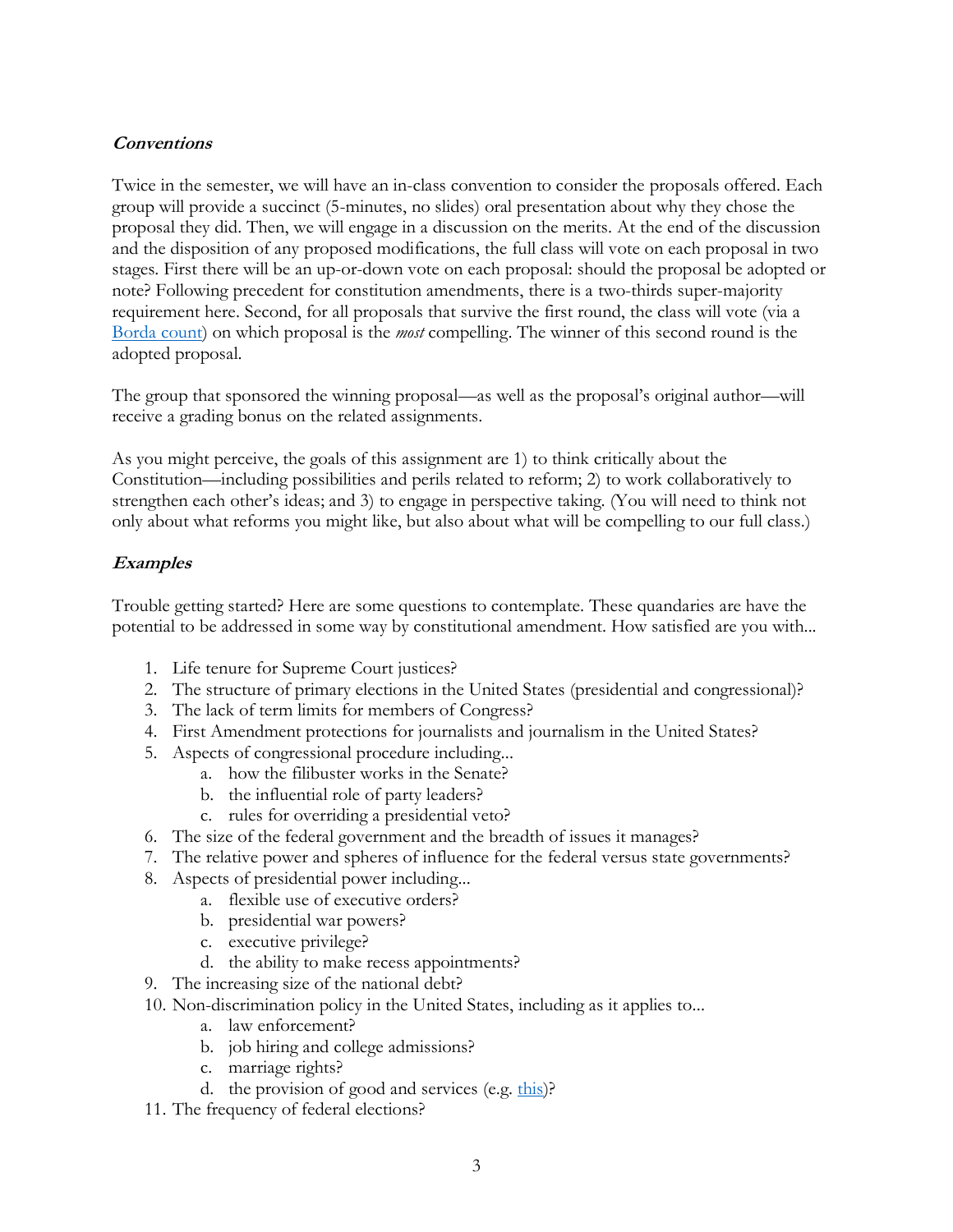### ***Conventions***

Twice in the semester, we will have an in-class convention to consider the proposals offered. Each group will provide a succinct (5-minutes, no slides) oral presentation about why they chose the proposal they did. Then, we will engage in a discussion on the merits. At the end of the discussion and the disposition of any proposed modifications, the full class will vote on each proposal in two stages. First there will be an up-or-down vote on each proposal: should the proposal be adopted or note? Following precedent for constitution amendments, there is a two-thirds super-majority requirement here. Second, for all proposals that survive the first round, the class will vote (via a Borda count) on which proposal is the *most* compelling. The winner of this second round is the adopted proposal.

The group that sponsored the winning proposal—as well as the proposal's original author—will receive a grading bonus on the related assignments.

As you might perceive, the goals of this assignment are 1) to think critically about the Constitution—including possibilities and perils related to reform; 2) to work collaboratively to strengthen each other's ideas; and 3) to engage in perspective taking. (You will need to think not only about what reforms you might like, but also about what will be compelling to our full class.)

### ***Examples***

Trouble getting started? Here are some questions to contemplate. These quandaries are have the potential to be addressed in some way by constitutional amendment. How satisfied are you with...

1. Life tenure for Supreme Court justices?
2. The structure of primary elections in the United States (presidential and congressional)?
3. The lack of term limits for members of Congress?
4. First Amendment protections for journalists and journalism in the United States?
5. Aspects of congressional procedure including...
   a. how the filibuster works in the Senate?
   b. the influential role of party leaders?
   c. rules for overriding a presidential veto?
6. The size of the federal government and the breadth of issues it manages?
7. The relative power and spheres of influence for the federal versus state governments?
8. Aspects of presidential power including...
   a. flexible use of executive orders?
   b. presidential war powers?
   c. executive privilege?
   d. the ability to make recess appointments?
9. The increasing size of the national debt?
10. Non-discrimination policy in the United States, including as it applies to...
    a. law enforcement?
    b. job hiring and college admissions?
    c. marriage rights?
    d. the provision of good and services (e.g. this)?
11. The frequency of federal elections?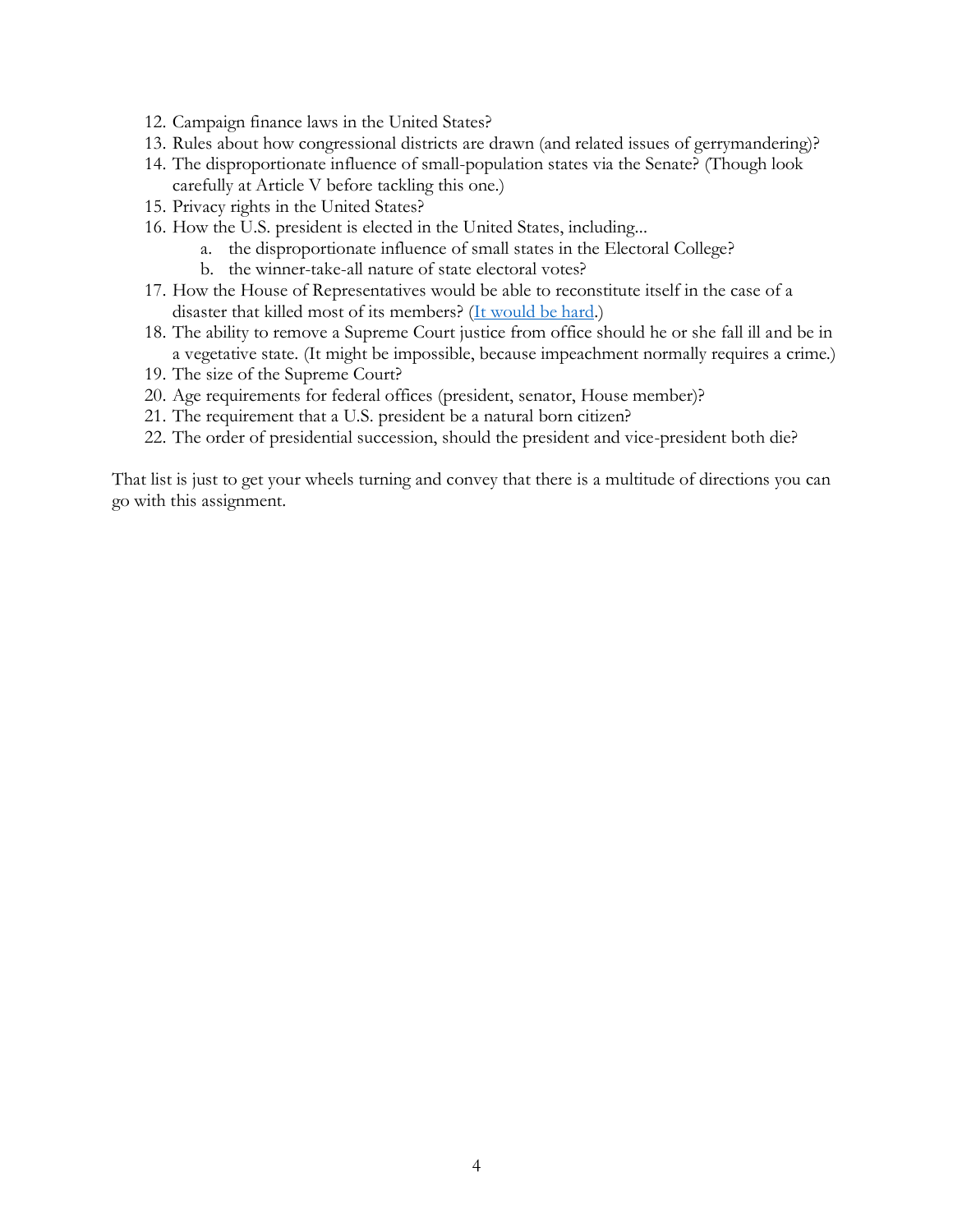12. Campaign finance laws in the United States?
13. Rules about how congressional districts are drawn (and related issues of gerrymandering)?
14. The disproportionate influence of small-population states via the Senate? (Though look carefully at Article V before tackling this one.)
15. Privacy rights in the United States?
16. How the U.S. president is elected in the United States, including...
    a. the disproportionate influence of small states in the Electoral College?
    b. the winner-take-all nature of state electoral votes?
17. How the House of Representatives would be able to reconstitute itself in the case of a disaster that killed most of its members? (It would be hard.)
18. The ability to remove a Supreme Court justice from office should he or she fall ill and be in a vegetative state. (It might be impossible, because impeachment normally requires a crime.)
19. The size of the Supreme Court?
20. Age requirements for federal offices (president, senator, House member)?
21. The requirement that a U.S. president be a natural born citizen?
22. The order of presidential succession, should the president and vice-president both die?

That list is just to get your wheels turning and convey that there is a multitude of directions you can go with this assignment.